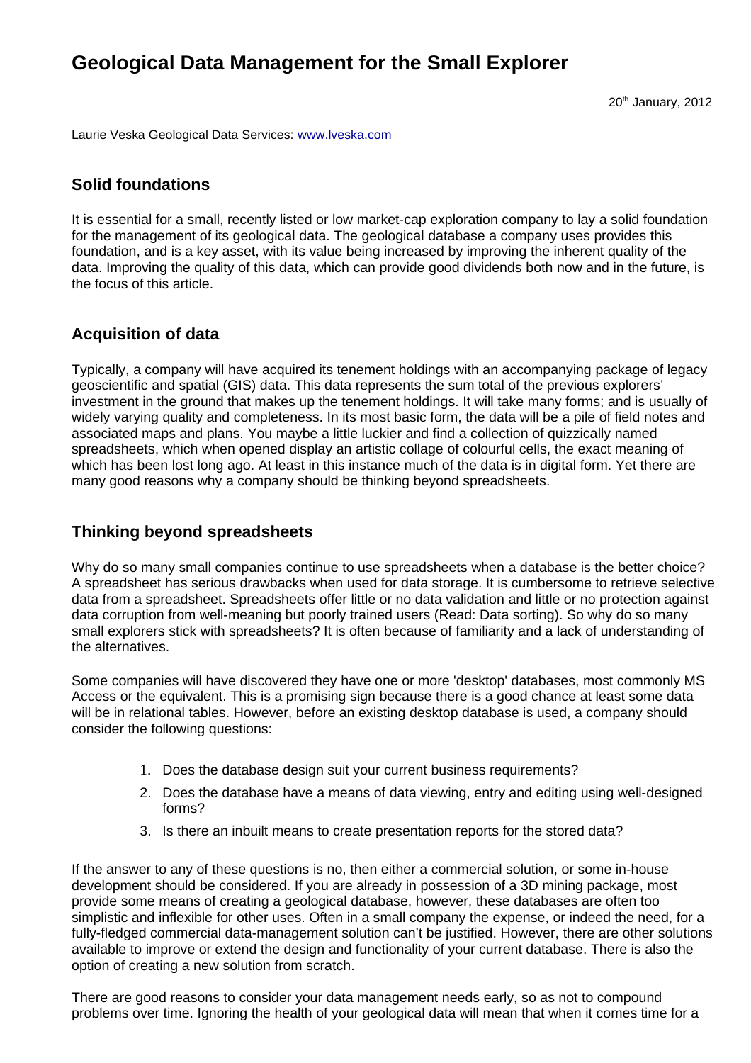# Geological Data Management for the Small Explorer

20th January, 2012

Laurie Veska Geological Data Services: [www.lveska.com](http://www.lveska.com)

## Solid foundations

It is essential for a small, recently listed or low market-cap exploration company to lay a solid foundation for the management of its geological data. The geological database a company uses provides this foundation, and is a key asset, with its value being increased by improving the inherent quality of the data. Improving the quality of this data, which can provide good dividends both now and in the future, is the focus of this article.

## Acquisition of data

Typically, a company will have acquired its tenement holdings with an accompanying package of legacy geoscientific and spatial (GIS) data. This data represents the sum total of the previous explorers' investment in the ground that makes up the tenement holdings. It will take many forms; and is usually of widely varying quality and completeness. In its most basic form, the data will be a pile of field notes and associated maps and plans. You maybe a little luckier and find a collection of quizzically named spreadsheets, which when opened display an artistic collage of colourful cells, the exact meaning of which has been lost long ago. At least in this instance much of the data is in digital form. Yet there are many good reasons why a company should be thinking beyond spreadsheets.

## Thinking beyond spreadsheets

Why do so many small companies continue to use spreadsheets when a database is the better choice? A spreadsheet has serious drawbacks when used for data storage. It is cumbersome to retrieve selective data from a spreadsheet. Spreadsheets offer little or no data validation and little or no protection against data corruption from well-meaning but poorly trained users (Read: Data sorting). So why do so many small explorers stick with spreadsheets? It is often because of familiarity and a lack of understanding of the alternatives.

Some companies will have discovered they have one or more 'desktop' databases, most commonly MS Access or the equivalent. This is a promising sign because there is a good chance at least some data will be in relational tables. However, before an existing desktop database is used, a company should consider the following questions:

1. Does the database design suit your current business requirements?
2. Does the database have a means of data viewing, entry and editing using well-designed forms?
3. Is there an inbuilt means to create presentation reports for the stored data?

If the answer to any of these questions is no, then either a commercial solution, or some in-house development should be considered. If you are already in possession of a 3D mining package, most provide some means of creating a geological database, however, these databases are often too simplistic and inflexible for other uses. Often in a small company the expense, or indeed the need, for a fully-fledged commercial data-management solution can't be justified. However, there are other solutions available to improve or extend the design and functionality of your current database. There is also the option of creating a new solution from scratch.

There are good reasons to consider your data management needs early, so as not to compound problems over time. Ignoring the health of your geological data will mean that when it comes time for a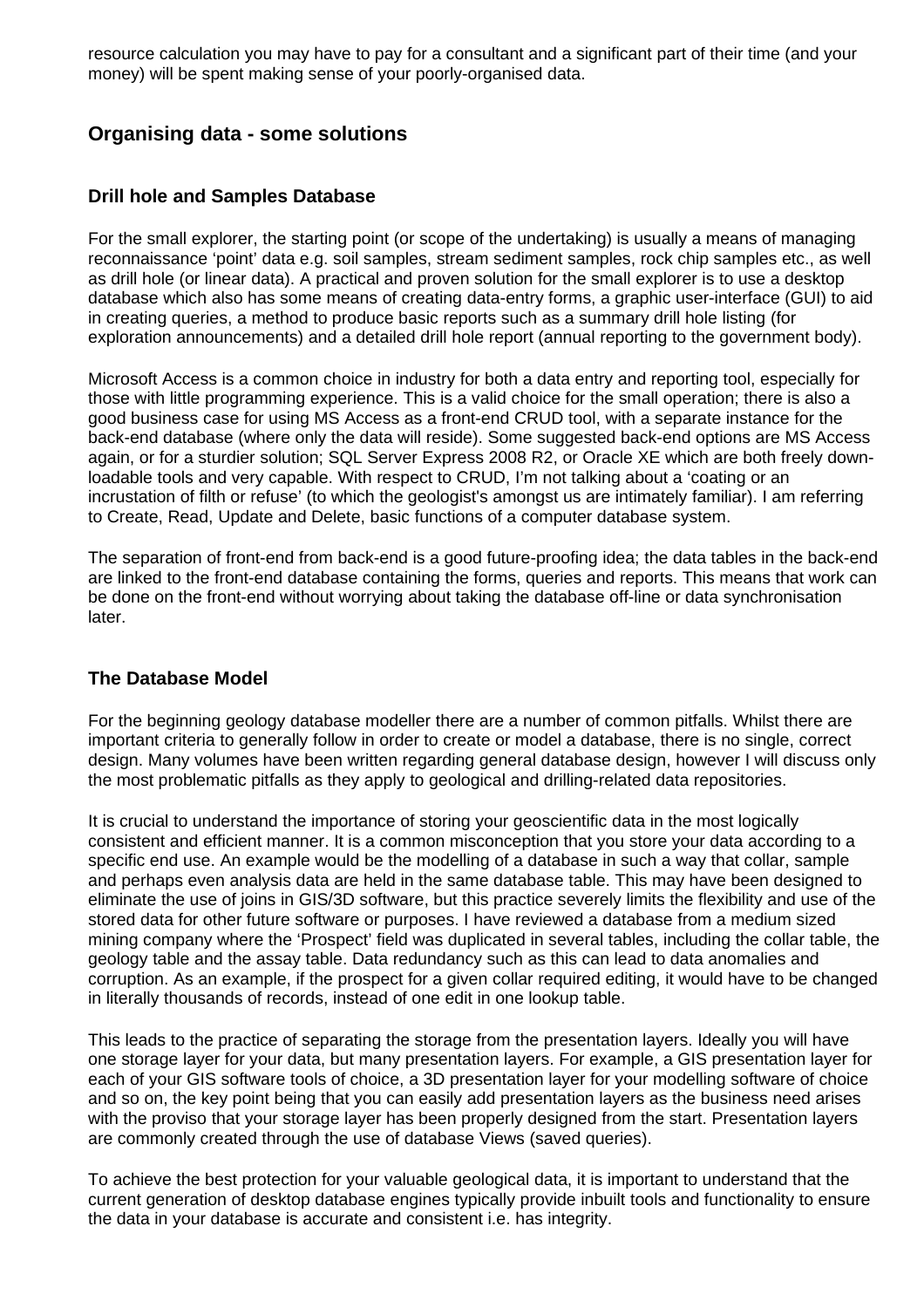resource calculation you may have to pay for a consultant and a significant part of their time (and your money) will be spent making sense of your poorly-organised data.

## Organising data - some solutions

### Drill hole and Samples Database

For the small explorer, the starting point (or scope of the undertaking) is usually a means of managing reconnaissance 'point' data e.g. soil samples, stream sediment samples, rock chip samples etc., as well as drill hole (or linear data). A practical and proven solution for the small explorer is to use a desktop database which also has some means of creating data-entry forms, a graphic user-interface (GUI) to aid in creating queries, a method to produce basic reports such as a summary drill hole listing (for exploration announcements) and a detailed drill hole report (annual reporting to the government body).

Microsoft Access is a common choice in industry for both a data entry and reporting tool, especially for those with little programming experience. This is a valid choice for the small operation; there is also a good business case for using MS Access as a front-end CRUD tool, with a separate instance for the back-end database (where only the data will reside). Some suggested back-end options are MS Access again, or for a sturdier solution; SQL Server Express 2008 R2, or Oracle XE which are both freely down-loadable tools and very capable. With respect to CRUD, I'm not talking about a 'coating or an incrustation of filth or refuse' (to which the geologist's amongst us are intimately familiar). I am referring to Create, Read, Update and Delete, basic functions of a computer database system.

The separation of front-end from back-end is a good future-proofing idea; the data tables in the back-end are linked to the front-end database containing the forms, queries and reports. This means that work can be done on the front-end without worrying about taking the database off-line or data synchronisation later.

### The Database Model

For the beginning geology database modeller there are a number of common pitfalls. Whilst there are important criteria to generally follow in order to create or model a database, there is no single, correct design. Many volumes have been written regarding general database design, however I will discuss only the most problematic pitfalls as they apply to geological and drilling-related data repositories.

It is crucial to understand the importance of storing your geoscientific data in the most logically consistent and efficient manner. It is a common misconception that you store your data according to a specific end use. An example would be the modelling of a database in such a way that collar, sample and perhaps even analysis data are held in the same database table. This may have been designed to eliminate the use of joins in GIS/3D software, but this practice severely limits the flexibility and use of the stored data for other future software or purposes. I have reviewed a database from a medium sized mining company where the 'Prospect' field was duplicated in several tables, including the collar table, the geology table and the assay table. Data redundancy such as this can lead to data anomalies and corruption. As an example, if the prospect for a given collar required editing, it would have to be changed in literally thousands of records, instead of one edit in one lookup table.

This leads to the practice of separating the storage from the presentation layers. Ideally you will have one storage layer for your data, but many presentation layers. For example, a GIS presentation layer for each of your GIS software tools of choice, a 3D presentation layer for your modelling software of choice and so on, the key point being that you can easily add presentation layers as the business need arises with the proviso that your storage layer has been properly designed from the start. Presentation layers are commonly created through the use of database Views (saved queries).

To achieve the best protection for your valuable geological data, it is important to understand that the current generation of desktop database engines typically provide inbuilt tools and functionality to ensure the data in your database is accurate and consistent i.e. has integrity.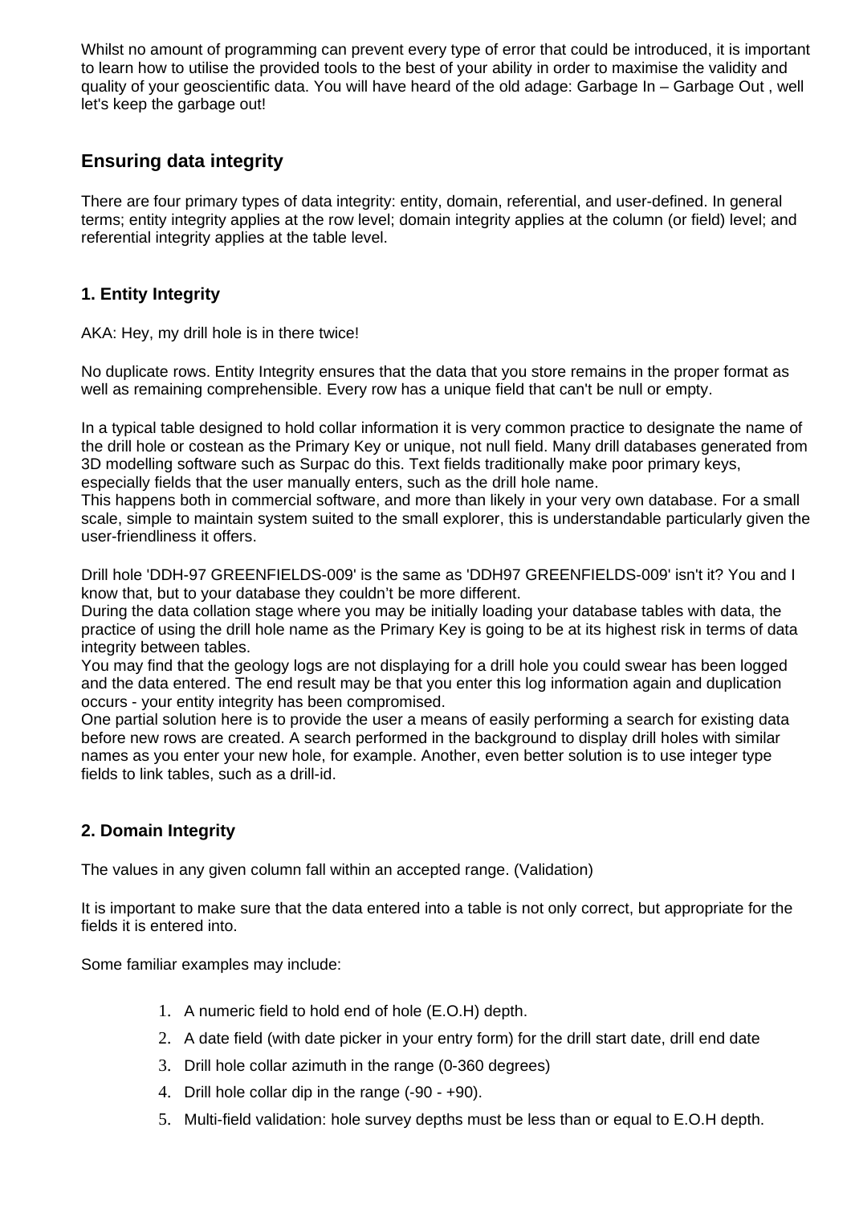Whilst no amount of programming can prevent every type of error that could be introduced, it is important to learn how to utilise the provided tools to the best of your ability in order to maximise the validity and quality of your geoscientific data. You will have heard of the old adage: Garbage In – Garbage Out , well let's keep the garbage out!

## Ensuring data integrity

There are four primary types of data integrity: entity, domain, referential, and user-defined. In general terms; entity integrity applies at the row level; domain integrity applies at the column (or field) level; and referential integrity applies at the table level.

### 1. Entity Integrity

AKA: Hey, my drill hole is in there twice!

No duplicate rows. Entity Integrity ensures that the data that you store remains in the proper format as well as remaining comprehensible. Every row has a unique field that can't be null or empty.

In a typical table designed to hold collar information it is very common practice to designate the name of the drill hole or costean as the Primary Key or unique, not null field. Many drill databases generated from 3D modelling software such as Surpac do this. Text fields traditionally make poor primary keys, especially fields that the user manually enters, such as the drill hole name.
This happens both in commercial software, and more than likely in your very own database. For a small scale, simple to maintain system suited to the small explorer, this is understandable particularly given the user-friendliness it offers.

Drill hole 'DDH-97 GREENFIELDS-009' is the same as 'DDH97 GREENFIELDS-009' isn't it? You and I know that, but to your database they couldn't be more different.
During the data collation stage where you may be initially loading your database tables with data, the practice of using the drill hole name as the Primary Key is going to be at its highest risk in terms of data integrity between tables.
You may find that the geology logs are not displaying for a drill hole you could swear has been logged and the data entered. The end result may be that you enter this log information again and duplication occurs - your entity integrity has been compromised.
One partial solution here is to provide the user a means of easily performing a search for existing data before new rows are created. A search performed in the background to display drill holes with similar names as you enter your new hole, for example. Another, even better solution is to use integer type fields to link tables, such as a drill-id.

### 2. Domain Integrity

The values in any given column fall within an accepted range. (Validation)

It is important to make sure that the data entered into a table is not only correct, but appropriate for the fields it is entered into.

Some familiar examples may include:

1. A numeric field to hold end of hole (E.O.H) depth.
2. A date field (with date picker in your entry form) for the drill start date, drill end date
3. Drill hole collar azimuth in the range (0-360 degrees)
4. Drill hole collar dip in the range (-90 - +90).
5. Multi-field validation: hole survey depths must be less than or equal to E.O.H depth.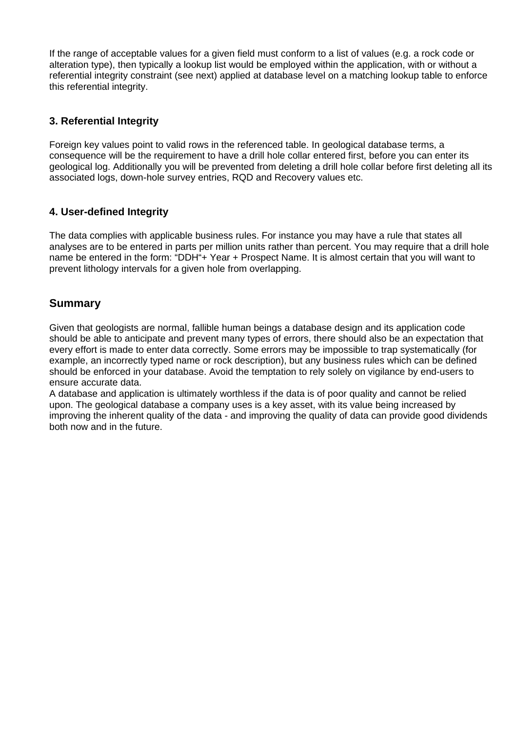If the range of acceptable values for a given field must conform to a list of values (e.g. a rock code or alteration type), then typically a lookup list would be employed within the application, with or without a referential integrity constraint (see next) applied at database level on a matching lookup table to enforce this referential integrity.

### 3. Referential Integrity

Foreign key values point to valid rows in the referenced table. In geological database terms, a consequence will be the requirement to have a drill hole collar entered first, before you can enter its geological log. Additionally you will be prevented from deleting a drill hole collar before first deleting all its associated logs, down-hole survey entries, RQD and Recovery values etc.

### 4. User-defined Integrity

The data complies with applicable business rules. For instance you may have a rule that states all analyses are to be entered in parts per million units rather than percent. You may require that a drill hole name be entered in the form: “DDH“+ Year + Prospect Name. It is almost certain that you will want to prevent lithology intervals for a given hole from overlapping.

## Summary

Given that geologists are normal, fallible human beings a database design and its application code should be able to anticipate and prevent many types of errors, there should also be an expectation that every effort is made to enter data correctly. Some errors may be impossible to trap systematically (for example, an incorrectly typed name or rock description), but any business rules which can be defined should be enforced in your database. Avoid the temptation to rely solely on vigilance by end-users to ensure accurate data.
A database and application is ultimately worthless if the data is of poor quality and cannot be relied upon. The geological database a company uses is a key asset, with its value being increased by improving the inherent quality of the data - and improving the quality of data can provide good dividends both now and in the future.